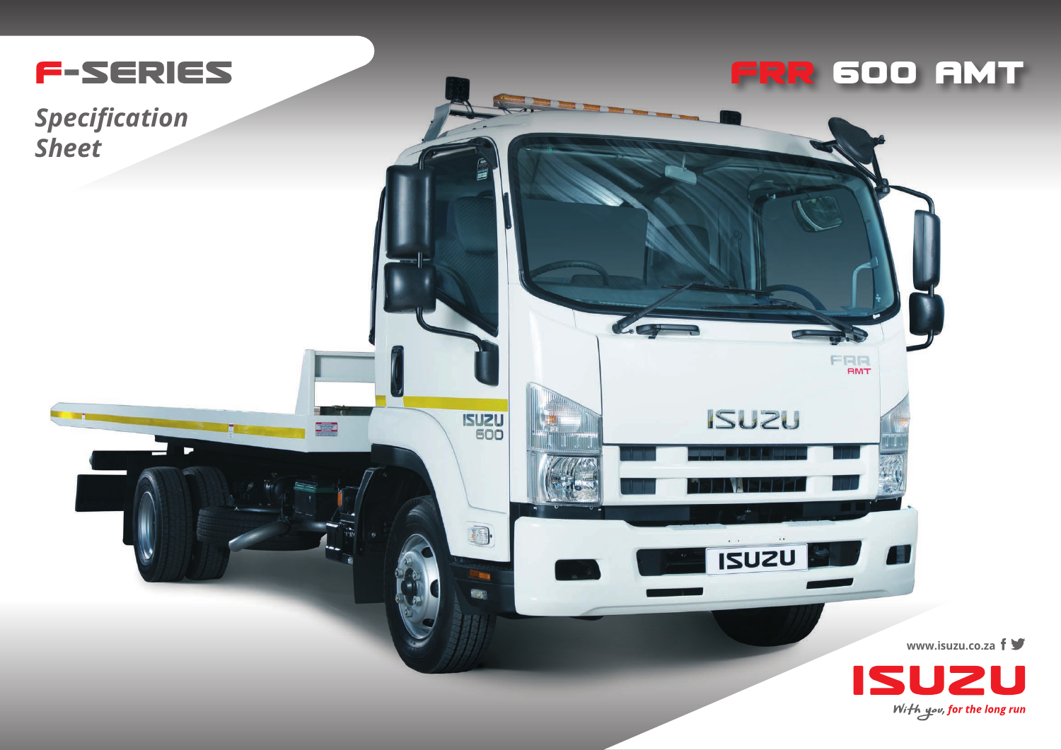# F-SERIES

*Specification Sheet*

# FRR 600 AMT

www.isuzu.co.za

ISUZU

*With you, for the long run*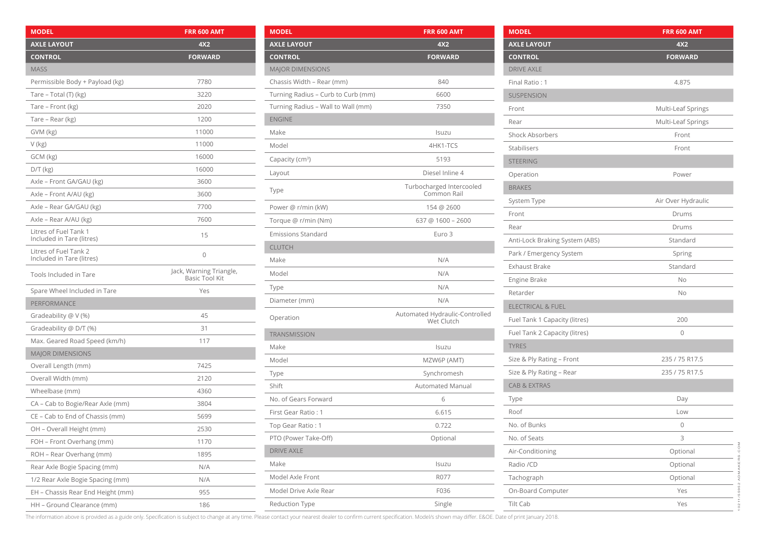| MODEL | FRR 600 AMT |
|---|---|
| AXLE LAYOUT | 4X2 |
| CONTROL | FORWARD |
| MASS | |
| Permissible Body + Payload (kg) | 7780 |
| Tare – Total (T) (kg) | 3220 |
| Tare – Front (kg) | 2020 |
| Tare – Rear (kg) | 1200 |
| GVM (kg) | 11000 |
| V (kg) | 11000 |
| GCM (kg) | 16000 |
| D/T (kg) | 16000 |
| Axle – Front GA/GAU (kg) | 3600 |
| Axle – Front A/AU (kg) | 3600 |
| Axle – Rear GA/GAU (kg) | 7700 |
| Axle – Rear A/AU (kg) | 7600 |
| Litres of Fuel Tank 1 Included in Tare (litres) | 15 |
| Litres of Fuel Tank 2 Included in Tare (litres) | 0 |
| Tools Included in Tare | Jack, Warning Triangle, Basic Tool Kit |
| Spare Wheel Included in Tare | Yes |
| PERFORMANCE | |
| Gradeability @ V (%) | 45 |
| Gradeability @ D/T (%) | 31 |
| Max. Geared Road Speed (km/h) | 117 |
| MAJOR DIMENSIONS | |
| Overall Length (mm) | 7425 |
| Overall Width (mm) | 2120 |
| Wheelbase (mm) | 4360 |
| CA – Cab to Bogie/Rear Axle (mm) | 3804 |
| CE – Cab to End of Chassis (mm) | 5699 |
| OH – Overall Height (mm) | 2530 |
| FOH – Front Overhang (mm) | 1170 |
| ROH – Rear Overhang (mm) | 1895 |
| Rear Axle Bogie Spacing (mm) | N/A |
| 1/2 Rear Axle Bogie Spacing (mm) | N/A |
| EH – Chassis Rear End Height (mm) | 955 |
| HH – Ground Clearance (mm) | 186 |

| MODEL | FRR 600 AMT |
|---|---|
| AXLE LAYOUT | 4X2 |
| CONTROL | FORWARD |
| MAJOR DIMENSIONS | |
| Chassis Width – Rear (mm) | 840 |
| Turning Radius – Curb to Curb (mm) | 6600 |
| Turning Radius – Wall to Wall (mm) | 7350 |
| ENGINE | |
| Make | Isuzu |
| Model | 4HK1-TCS |
| Capacity ($cm^3$) | 5193 |
| Layout | Diesel Inline 4 |
| Type | Turbocharged Intercooled Common Rail |
| Power @ r/min (kW) | 154 @ 2600 |
| Torque @ r/min (Nm) | 637 @ 1600 – 2600 |
| Emissions Standard | Euro 3 |
| CLUTCH | |
| Make | N/A |
| Model | N/A |
| Type | N/A |
| Diameter (mm) | N/A |
| Operation | Automated Hydraulic-Controlled Wet Clutch |
| TRANSMISSION | |
| Make | Isuzu |
| Model | MZW6P (AMT) |
| Type | Synchromesh |
| Shift | Automated Manual |
| No. of Gears Forward | 6 |
| First Gear Ratio : 1 | 6.615 |
| Top Gear Ratio : 1 | 0.722 |
| PTO (Power Take-Off) | Optional |
| DRIVE AXLE | |
| Make | Isuzu |
| Model Axle Front | R077 |
| Model Drive Axle Rear | F036 |
| Reduction Type | Single |

| MODEL | FRR 600 AMT |
|---|---|
| AXLE LAYOUT | 4X2 |
| CONTROL | FORWARD |
| DRIVE AXLE | |
| Final Ratio : 1 | 4.875 |
| SUSPENSION | |
| Front | Multi-Leaf Springs |
| Rear | Multi-Leaf Springs |
| Shock Absorbers | Front |
| Stabilisers | Front |
| STEERING | |
| Operation | Power |
| BRAKES | |
| System Type | Air Over Hydraulic |
| Front | Drums |
| Rear | Drums |
| Anti-Lock Braking System (ABS) | Standard |
| Park / Emergency System | Spring |
| Exhaust Brake | Standard |
| Engine Brake | No |
| Retarder | No |
| ELECTRICAL & FUEL | |
| Fuel Tank 1 Capacity (litres) | 200 |
| Fuel Tank 2 Capacity (litres) | 0 |
| TYRES | |
| Size & Ply Rating – Front | 235 / 75 R17.5 |
| Size & Ply Rating – Rear | 235 / 75 R17.5 |
| CAB & EXTRAS | |
| Type | Day |
| Roof | Low |
| No. of Bunks | 0 |
| No. of Seats | 3 |
| Air-Conditioning | Optional |
| Radio /CD | Optional |
| Tachograph | Optional |
| On-Board Computer | Yes |
| Tilt Cab | Yes |

The information above is provided as a guide only. Specification is subject to change at any time. Please contact your nearest dealer to confirm current specification. Model/s shown may differ. E&OE. Date of print January 2018.